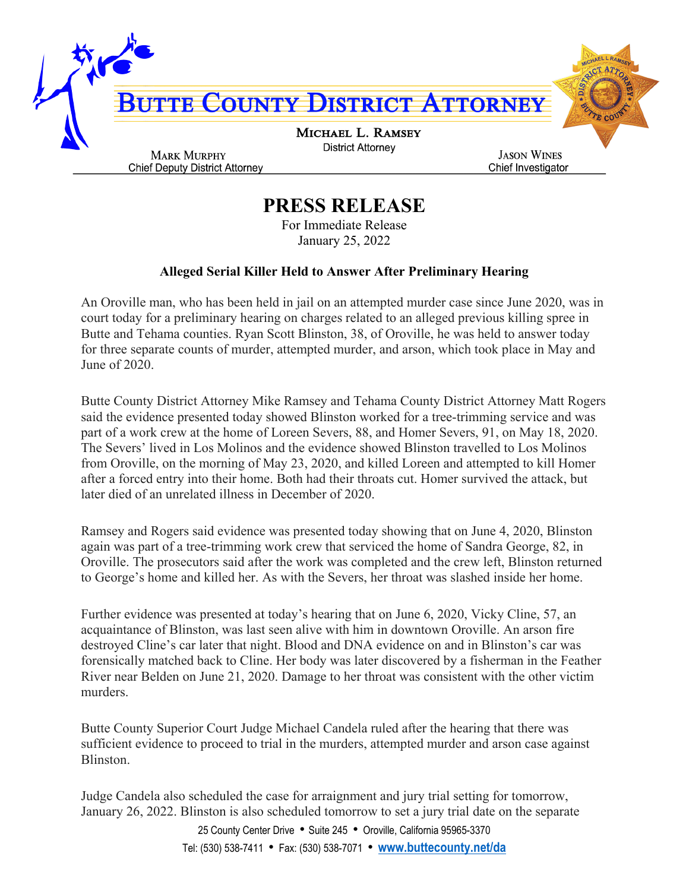# BUTTE COUNTY DISTRICT ATTORNEY

**MICHAEL L. RAMSEY**
District Attorney

**MARK MURPHY**
Chief Deputy District Attorney

**JASON WINES**
Chief Investigator

## PRESS RELEASE

For Immediate Release
January 25, 2022

### Alleged Serial Killer Held to Answer After Preliminary Hearing

An Oroville man, who has been held in jail on an attempted murder case since June 2020, was in court today for a preliminary hearing on charges related to an alleged previous killing spree in Butte and Tehama counties. Ryan Scott Blinston, 38, of Oroville, he was held to answer today for three separate counts of murder, attempted murder, and arson, which took place in May and June of 2020.

Butte County District Attorney Mike Ramsey and Tehama County District Attorney Matt Rogers said the evidence presented today showed Blinston worked for a tree-trimming service and was part of a work crew at the home of Loreen Severs, 88, and Homer Severs, 91, on May 18, 2020. The Severs' lived in Los Molinos and the evidence showed Blinston travelled to Los Molinos from Oroville, on the morning of May 23, 2020, and killed Loreen and attempted to kill Homer after a forced entry into their home. Both had their throats cut. Homer survived the attack, but later died of an unrelated illness in December of 2020.

Ramsey and Rogers said evidence was presented today showing that on June 4, 2020, Blinston again was part of a tree-trimming work crew that serviced the home of Sandra George, 82, in Oroville. The prosecutors said after the work was completed and the crew left, Blinston returned to George's home and killed her. As with the Severs, her throat was slashed inside her home.

Further evidence was presented at today's hearing that on June 6, 2020, Vicky Cline, 57, an acquaintance of Blinston, was last seen alive with him in downtown Oroville. An arson fire destroyed Cline's car later that night. Blood and DNA evidence on and in Blinston's car was forensically matched back to Cline. Her body was later discovered by a fisherman in the Feather River near Belden on June 21, 2020. Damage to her throat was consistent with the other victim murders.

Butte County Superior Court Judge Michael Candela ruled after the hearing that there was sufficient evidence to proceed to trial in the murders, attempted murder and arson case against Blinston.

Judge Candela also scheduled the case for arraignment and jury trial setting for tomorrow, January 26, 2022. Blinston is also scheduled tomorrow to set a jury trial date on the separate

25 County Center Drive • Suite 245 • Oroville, California 95965-3370
Tel: (530) 538-7411 • Fax: (530) 538-7071 • www.buttecounty.net/da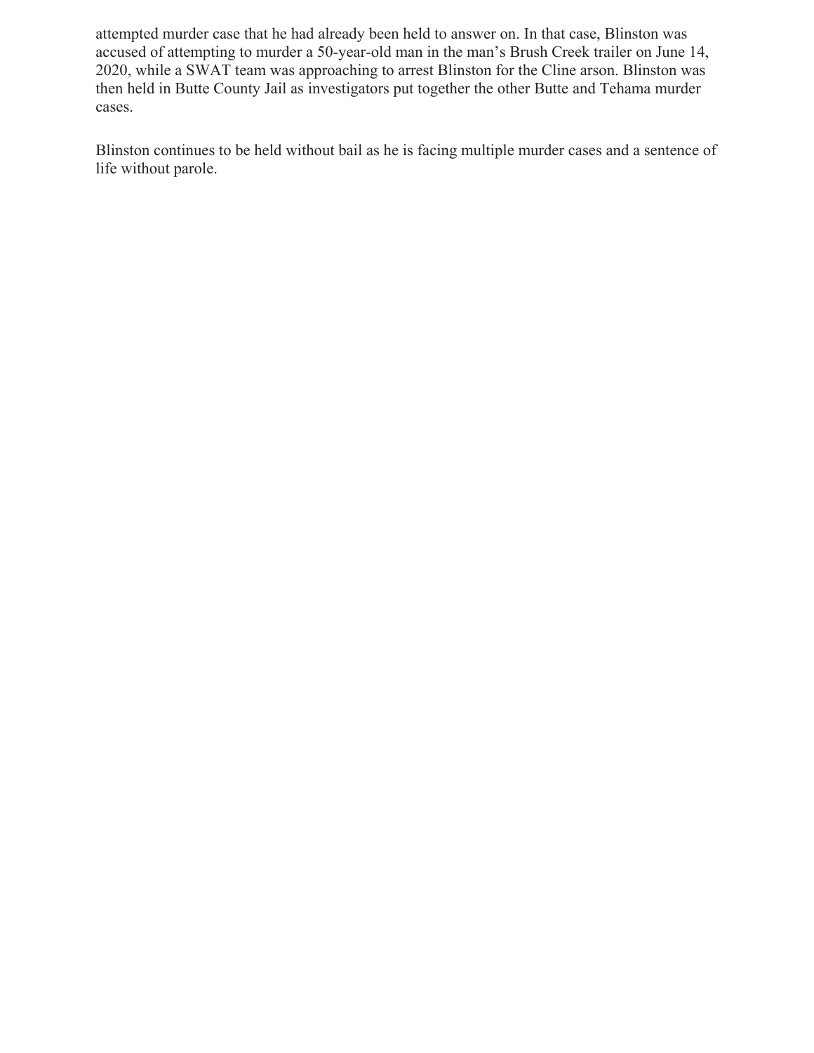attempted murder case that he had already been held to answer on. In that case, Blinston was accused of attempting to murder a 50-year-old man in the man's Brush Creek trailer on June 14, 2020, while a SWAT team was approaching to arrest Blinston for the Cline arson. Blinston was then held in Butte County Jail as investigators put together the other Butte and Tehama murder cases.

Blinston continues to be held without bail as he is facing multiple murder cases and a sentence of life without parole.